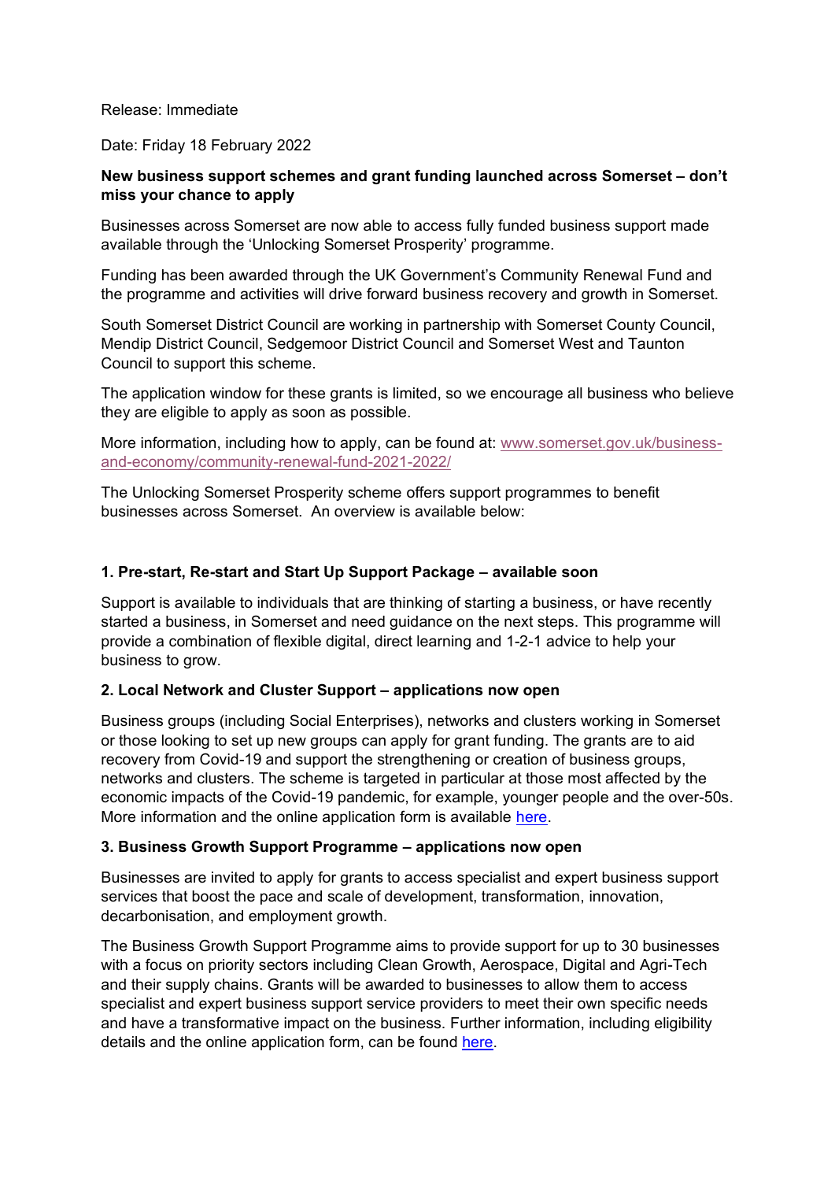Release: Immediate

Date: Friday 18 February 2022

**New business support schemes and grant funding launched across Somerset – don't miss your chance to apply**

Businesses across Somerset are now able to access fully funded business support made available through the 'Unlocking Somerset Prosperity' programme.

Funding has been awarded through the UK Government's Community Renewal Fund and the programme and activities will drive forward business recovery and growth in Somerset.

South Somerset District Council are working in partnership with Somerset County Council, Mendip District Council, Sedgemoor District Council and Somerset West and Taunton Council to support this scheme.

The application window for these grants is limited, so we encourage all business who believe they are eligible to apply as soon as possible.

More information, including how to apply, can be found at: [www.somerset.gov.uk/business-and-economy/community-renewal-fund-2021-2022/](www.somerset.gov.uk/business-and-economy/community-renewal-fund-2021-2022/)

The Unlocking Somerset Prosperity scheme offers support programmes to benefit businesses across Somerset. An overview is available below:

### 1. Pre-start, Re-start and Start Up Support Package – available soon

Support is available to individuals that are thinking of starting a business, or have recently started a business, in Somerset and need guidance on the next steps. This programme will provide a combination of flexible digital, direct learning and 1-2-1 advice to help your business to grow.

### 2. Local Network and Cluster Support – applications now open

Business groups (including Social Enterprises), networks and clusters working in Somerset or those looking to set up new groups can apply for grant funding. The grants are to aid recovery from Covid-19 and support the strengthening or creation of business groups, networks and clusters. The scheme is targeted in particular at those most affected by the economic impacts of the Covid-19 pandemic, for example, younger people and the over-50s. More information and the online application form is available here.

### 3. Business Growth Support Programme – applications now open

Businesses are invited to apply for grants to access specialist and expert business support services that boost the pace and scale of development, transformation, innovation, decarbonisation, and employment growth.

The Business Growth Support Programme aims to provide support for up to 30 businesses with a focus on priority sectors including Clean Growth, Aerospace, Digital and Agri-Tech and their supply chains. Grants will be awarded to businesses to allow them to access specialist and expert business support service providers to meet their own specific needs and have a transformative impact on the business. Further information, including eligibility details and the online application form, can be found here.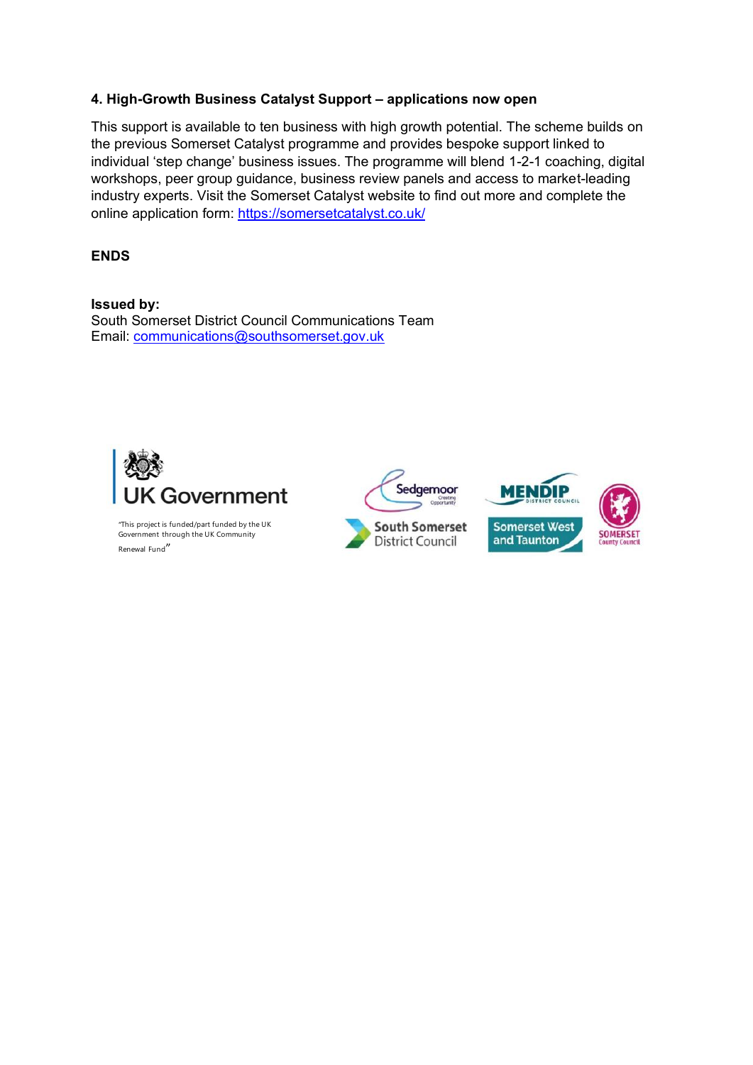**4. High-Growth Business Catalyst Support – applications now open**

This support is available to ten business with high growth potential. The scheme builds on the previous Somerset Catalyst programme and provides bespoke support linked to individual 'step change' business issues. The programme will blend 1-2-1 coaching, digital workshops, peer group guidance, business review panels and access to market-leading industry experts. Visit the Somerset Catalyst website to find out more and complete the online application form: https://somersetcatalyst.co.uk/

**ENDS**

**Issued by:**
South Somerset District Council Communications Team
Email: communications@southsomerset.gov.uk

UK Government

"This project is funded/part funded by the UK Government through the UK Community Renewal Fund"

Sedgemoor
South Somerset District Council
Mendip District Council
Somerset West and Taunton
Somerset County Council